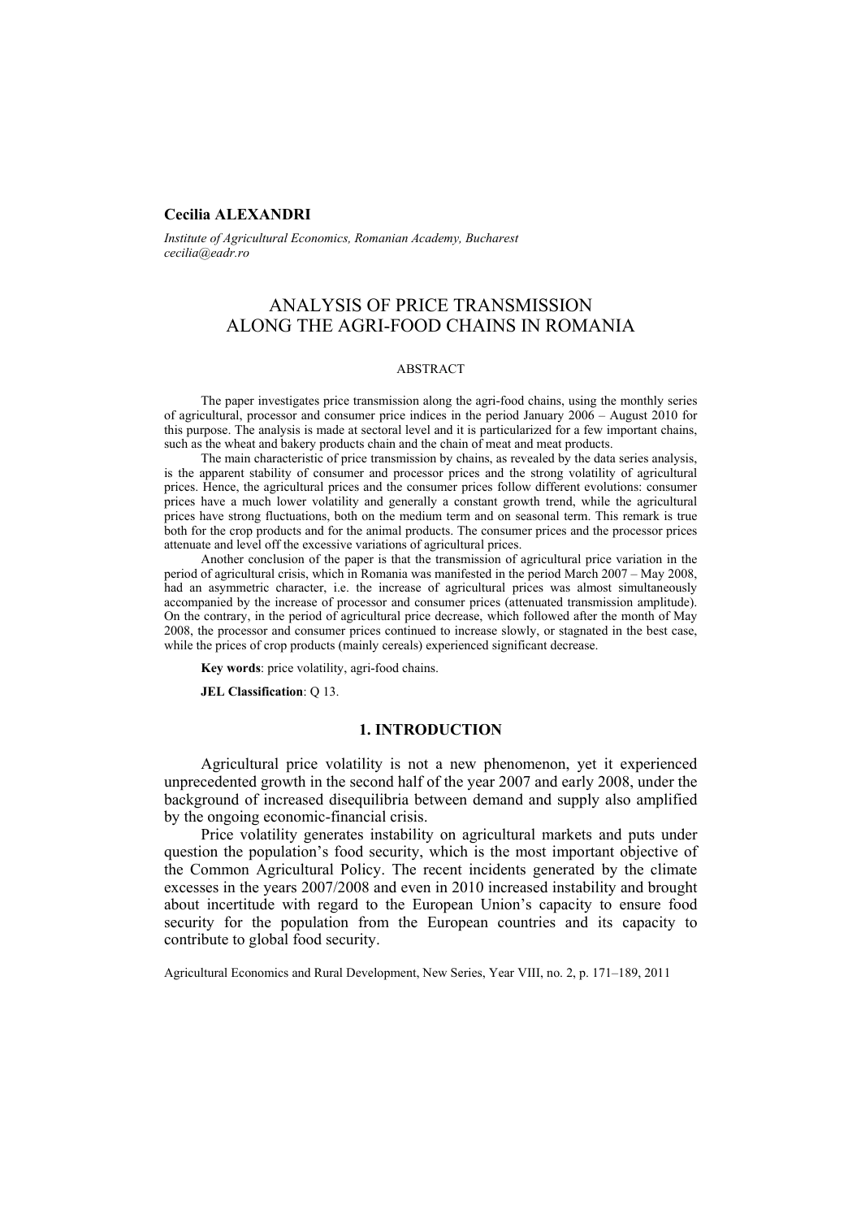**Cecilia ALEXANDRI**

*Institute of Agricultural Economics, Romanian Academy, Bucharest*
*cecilia@eadr.ro*

# ANALYSIS OF PRICE TRANSMISSION ALONG THE AGRI-FOOD CHAINS IN ROMANIA

ABSTRACT

The paper investigates price transmission along the agri-food chains, using the monthly series of agricultural, processor and consumer price indices in the period January 2006 – August 2010 for this purpose. The analysis is made at sectoral level and it is particularized for a few important chains, such as the wheat and bakery products chain and the chain of meat and meat products.

The main characteristic of price transmission by chains, as revealed by the data series analysis, is the apparent stability of consumer and processor prices and the strong volatility of agricultural prices. Hence, the agricultural prices and the consumer prices follow different evolutions: consumer prices have a much lower volatility and generally a constant growth trend, while the agricultural prices have strong fluctuations, both on the medium term and on seasonal term. This remark is true both for the crop products and for the animal products. The consumer prices and the processor prices attenuate and level off the excessive variations of agricultural prices.

Another conclusion of the paper is that the transmission of agricultural price variation in the period of agricultural crisis, which in Romania was manifested in the period March 2007 – May 2008, had an asymmetric character, i.e. the increase of agricultural prices was almost simultaneously accompanied by the increase of processor and consumer prices (attenuated transmission amplitude). On the contrary, in the period of agricultural price decrease, which followed after the month of May 2008, the processor and consumer prices continued to increase slowly, or stagnated in the best case, while the prices of crop products (mainly cereals) experienced significant decrease.

**Key words**: price volatility, agri-food chains.

**JEL Classification**: Q 13.

## 1. INTRODUCTION

Agricultural price volatility is not a new phenomenon, yet it experienced unprecedented growth in the second half of the year 2007 and early 2008, under the background of increased disequilibria between demand and supply also amplified by the ongoing economic-financial crisis.

Price volatility generates instability on agricultural markets and puts under question the population's food security, which is the most important objective of the Common Agricultural Policy. The recent incidents generated by the climate excesses in the years 2007/2008 and even in 2010 increased instability and brought about incertitude with regard to the European Union's capacity to ensure food security for the population from the European countries and its capacity to contribute to global food security.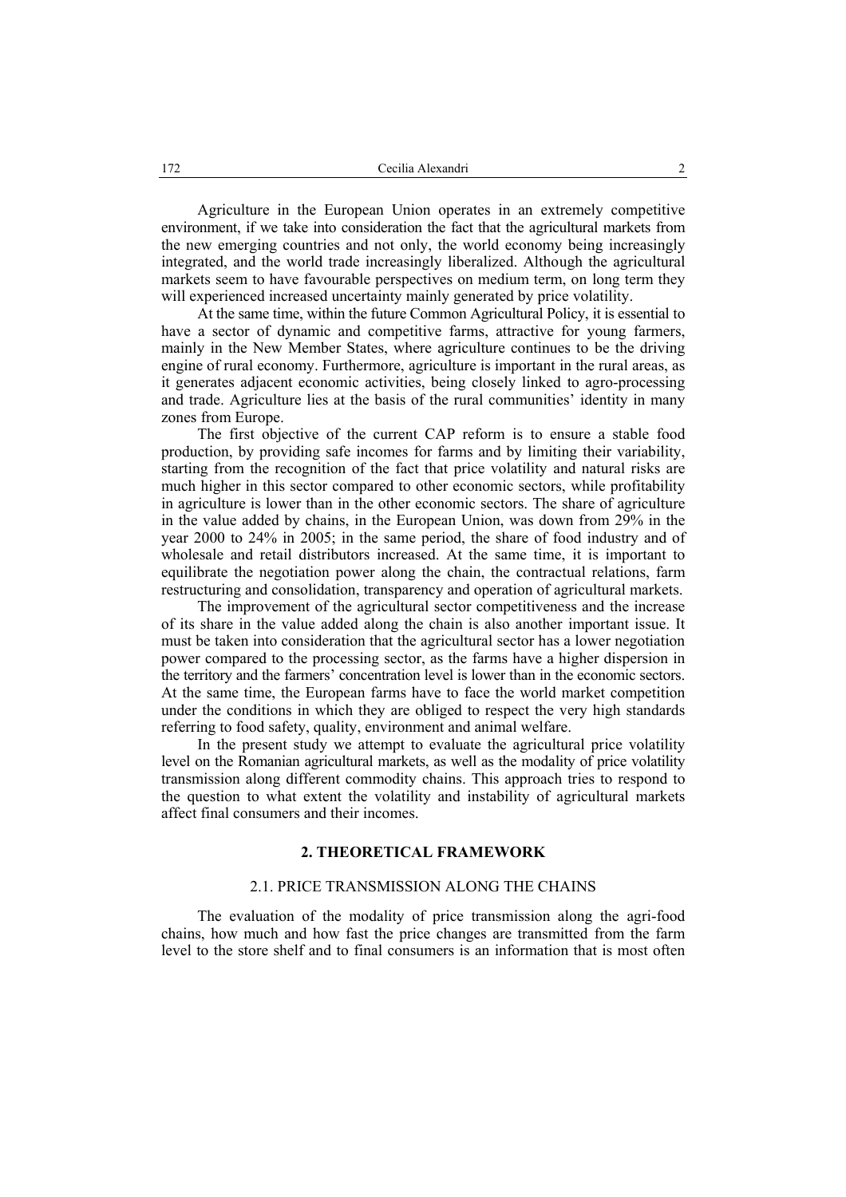Agriculture in the European Union operates in an extremely competitive environment, if we take into consideration the fact that the agricultural markets from the new emerging countries and not only, the world economy being increasingly integrated, and the world trade increasingly liberalized. Although the agricultural markets seem to have favourable perspectives on medium term, on long term they will experienced increased uncertainty mainly generated by price volatility.

At the same time, within the future Common Agricultural Policy, it is essential to have a sector of dynamic and competitive farms, attractive for young farmers, mainly in the New Member States, where agriculture continues to be the driving engine of rural economy. Furthermore, agriculture is important in the rural areas, as it generates adjacent economic activities, being closely linked to agro-processing and trade. Agriculture lies at the basis of the rural communities' identity in many zones from Europe.

The first objective of the current CAP reform is to ensure a stable food production, by providing safe incomes for farms and by limiting their variability, starting from the recognition of the fact that price volatility and natural risks are much higher in this sector compared to other economic sectors, while profitability in agriculture is lower than in the other economic sectors. The share of agriculture in the value added by chains, in the European Union, was down from 29% in the year 2000 to 24% in 2005; in the same period, the share of food industry and of wholesale and retail distributors increased. At the same time, it is important to equilibrate the negotiation power along the chain, the contractual relations, farm restructuring and consolidation, transparency and operation of agricultural markets.

The improvement of the agricultural sector competitiveness and the increase of its share in the value added along the chain is also another important issue. It must be taken into consideration that the agricultural sector has a lower negotiation power compared to the processing sector, as the farms have a higher dispersion in the territory and the farmers' concentration level is lower than in the economic sectors. At the same time, the European farms have to face the world market competition under the conditions in which they are obliged to respect the very high standards referring to food safety, quality, environment and animal welfare.

In the present study we attempt to evaluate the agricultural price volatility level on the Romanian agricultural markets, as well as the modality of price volatility transmission along different commodity chains. This approach tries to respond to the question to what extent the volatility and instability of agricultural markets affect final consumers and their incomes.

## 2. THEORETICAL FRAMEWORK

### 2.1. PRICE TRANSMISSION ALONG THE CHAINS

The evaluation of the modality of price transmission along the agri-food chains, how much and how fast the price changes are transmitted from the farm level to the store shelf and to final consumers is an information that is most often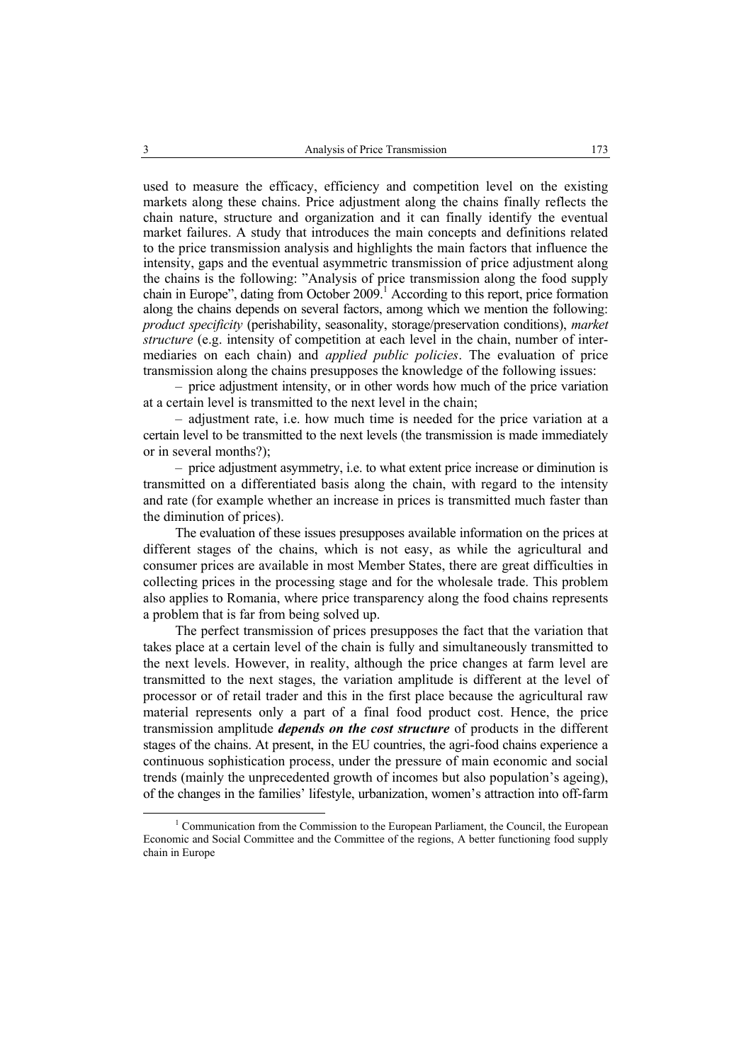used to measure the efficacy, efficiency and competition level on the existing markets along these chains. Price adjustment along the chains finally reflects the chain nature, structure and organization and it can finally identify the eventual market failures. A study that introduces the main concepts and definitions related to the price transmission analysis and highlights the main factors that influence the intensity, gaps and the eventual asymmetric transmission of price adjustment along the chains is the following: "Analysis of price transmission along the food supply chain in Europe", dating from October 2009.[1] According to this report, price formation along the chains depends on several factors, among which we mention the following: *product specificity* (perishability, seasonality, storage/preservation conditions), *market structure* (e.g. intensity of competition at each level in the chain, number of intermediaries on each chain) and *applied public policies*. The evaluation of price transmission along the chains presupposes the knowledge of the following issues:

– price adjustment intensity, or in other words how much of the price variation at a certain level is transmitted to the next level in the chain;

– adjustment rate, i.e. how much time is needed for the price variation at a certain level to be transmitted to the next levels (the transmission is made immediately or in several months?);

– price adjustment asymmetry, i.e. to what extent price increase or diminution is transmitted on a differentiated basis along the chain, with regard to the intensity and rate (for example whether an increase in prices is transmitted much faster than the diminution of prices).

The evaluation of these issues presupposes available information on the prices at different stages of the chains, which is not easy, as while the agricultural and consumer prices are available in most Member States, there are great difficulties in collecting prices in the processing stage and for the wholesale trade. This problem also applies to Romania, where price transparency along the food chains represents a problem that is far from being solved up.

The perfect transmission of prices presupposes the fact that the variation that takes place at a certain level of the chain is fully and simultaneously transmitted to the next levels. However, in reality, although the price changes at farm level are transmitted to the next stages, the variation amplitude is different at the level of processor or of retail trader and this in the first place because the agricultural raw material represents only a part of a final food product cost. Hence, the price transmission amplitude ***depends on the cost structure*** of products in the different stages of the chains. At present, in the EU countries, the agri-food chains experience a continuous sophistication process, under the pressure of main economic and social trends (mainly the unprecedented growth of incomes but also population's ageing), of the changes in the families' lifestyle, urbanization, women's attraction into off-farm

[1] Communication from the Commission to the European Parliament, the Council, the European Economic and Social Committee and the Committee of the regions, A better functioning food supply chain in Europe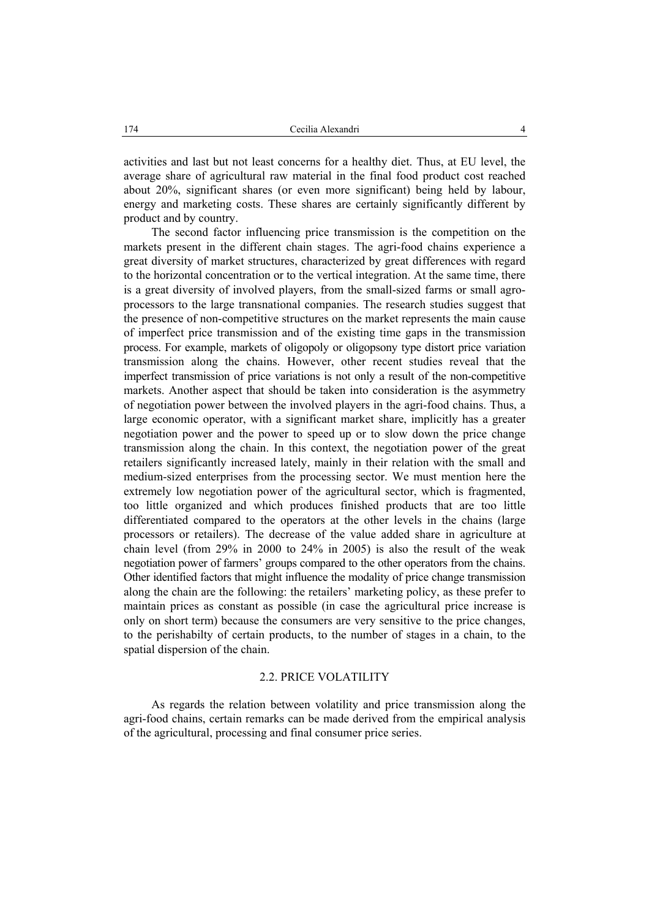activities and last but not least concerns for a healthy diet. Thus, at EU level, the average share of agricultural raw material in the final food product cost reached about 20%, significant shares (or even more significant) being held by labour, energy and marketing costs. These shares are certainly significantly different by product and by country.

The second factor influencing price transmission is the competition on the markets present in the different chain stages. The agri-food chains experience a great diversity of market structures, characterized by great differences with regard to the horizontal concentration or to the vertical integration. At the same time, there is a great diversity of involved players, from the small-sized farms or small agro-processors to the large transnational companies. The research studies suggest that the presence of non-competitive structures on the market represents the main cause of imperfect price transmission and of the existing time gaps in the transmission process. For example, markets of oligopoly or oligopsony type distort price variation transmission along the chains. However, other recent studies reveal that the imperfect transmission of price variations is not only a result of the non-competitive markets. Another aspect that should be taken into consideration is the asymmetry of negotiation power between the involved players in the agri-food chains. Thus, a large economic operator, with a significant market share, implicitly has a greater negotiation power and the power to speed up or to slow down the price change transmission along the chain. In this context, the negotiation power of the great retailers significantly increased lately, mainly in their relation with the small and medium-sized enterprises from the processing sector. We must mention here the extremely low negotiation power of the agricultural sector, which is fragmented, too little organized and which produces finished products that are too little differentiated compared to the operators at the other levels in the chains (large processors or retailers). The decrease of the value added share in agriculture at chain level (from 29% in 2000 to 24% in 2005) is also the result of the weak negotiation power of farmers' groups compared to the other operators from the chains. Other identified factors that might influence the modality of price change transmission along the chain are the following: the retailers' marketing policy, as these prefer to maintain prices as constant as possible (in case the agricultural price increase is only on short term) because the consumers are very sensitive to the price changes, to the perishabilty of certain products, to the number of stages in a chain, to the spatial dispersion of the chain.

### 2.2. PRICE VOLATILITY

As regards the relation between volatility and price transmission along the agri-food chains, certain remarks can be made derived from the empirical analysis of the agricultural, processing and final consumer price series.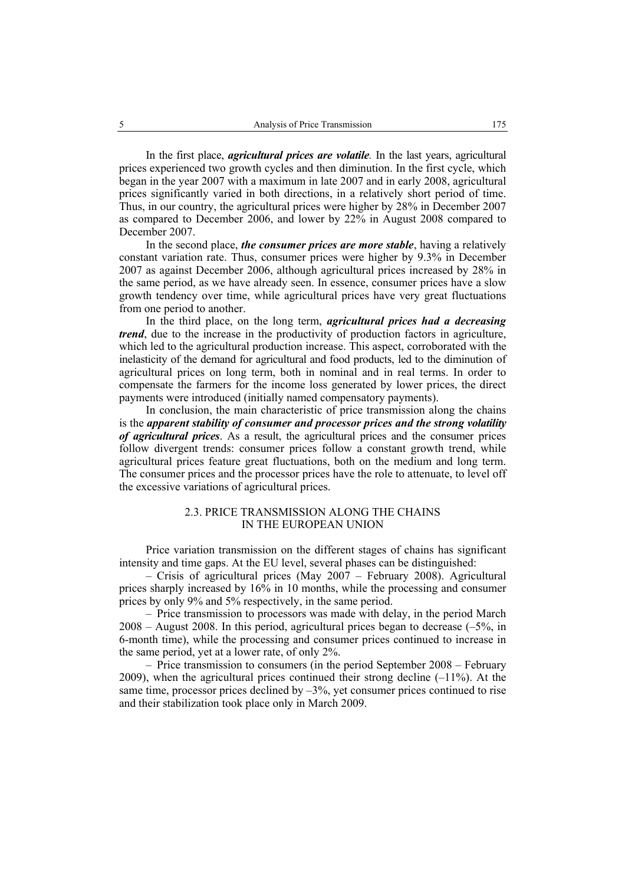In the first place, ***agricultural prices are volatile**.* In the last years, agricultural prices experienced two growth cycles and then diminution. In the first cycle, which began in the year 2007 with a maximum in late 2007 and in early 2008, agricultural prices significantly varied in both directions, in a relatively short period of time. Thus, in our country, the agricultural prices were higher by 28% in December 2007 as compared to December 2006, and lower by 22% in August 2008 compared to December 2007.

In the second place, ***the consumer prices are more stable***, having a relatively constant variation rate. Thus, consumer prices were higher by 9.3% in December 2007 as against December 2006, although agricultural prices increased by 28% in the same period, as we have already seen. In essence, consumer prices have a slow growth tendency over time, while agricultural prices have very great fluctuations from one period to another.

In the third place, on the long term, ***agricultural prices had a decreasing trend***, due to the increase in the productivity of production factors in agriculture, which led to the agricultural production increase. This aspect, corroborated with the inelasticity of the demand for agricultural and food products, led to the diminution of agricultural prices on long term, both in nominal and in real terms. In order to compensate the farmers for the income loss generated by lower prices, the direct payments were introduced (initially named compensatory payments).

In conclusion, the main characteristic of price transmission along the chains is the ***apparent stability of consumer and processor prices and the strong volatility of agricultural prices***. As a result, the agricultural prices and the consumer prices follow divergent trends: consumer prices follow a constant growth trend, while agricultural prices feature great fluctuations, both on the medium and long term. The consumer prices and the processor prices have the role to attenuate, to level off the excessive variations of agricultural prices.

### 2.3. PRICE TRANSMISSION ALONG THE CHAINS IN THE EUROPEAN UNION

Price variation transmission on the different stages of chains has significant intensity and time gaps. At the EU level, several phases can be distinguished:

– Crisis of agricultural prices (May 2007 – February 2008). Agricultural prices sharply increased by 16% in 10 months, while the processing and consumer prices by only 9% and 5% respectively, in the same period.

– Price transmission to processors was made with delay, in the period March 2008 – August 2008. In this period, agricultural prices began to decrease (–5%, in 6-month time), while the processing and consumer prices continued to increase in the same period, yet at a lower rate, of only 2%.

– Price transmission to consumers (in the period September 2008 – February 2009), when the agricultural prices continued their strong decline (–11%). At the same time, processor prices declined by –3%, yet consumer prices continued to rise and their stabilization took place only in March 2009.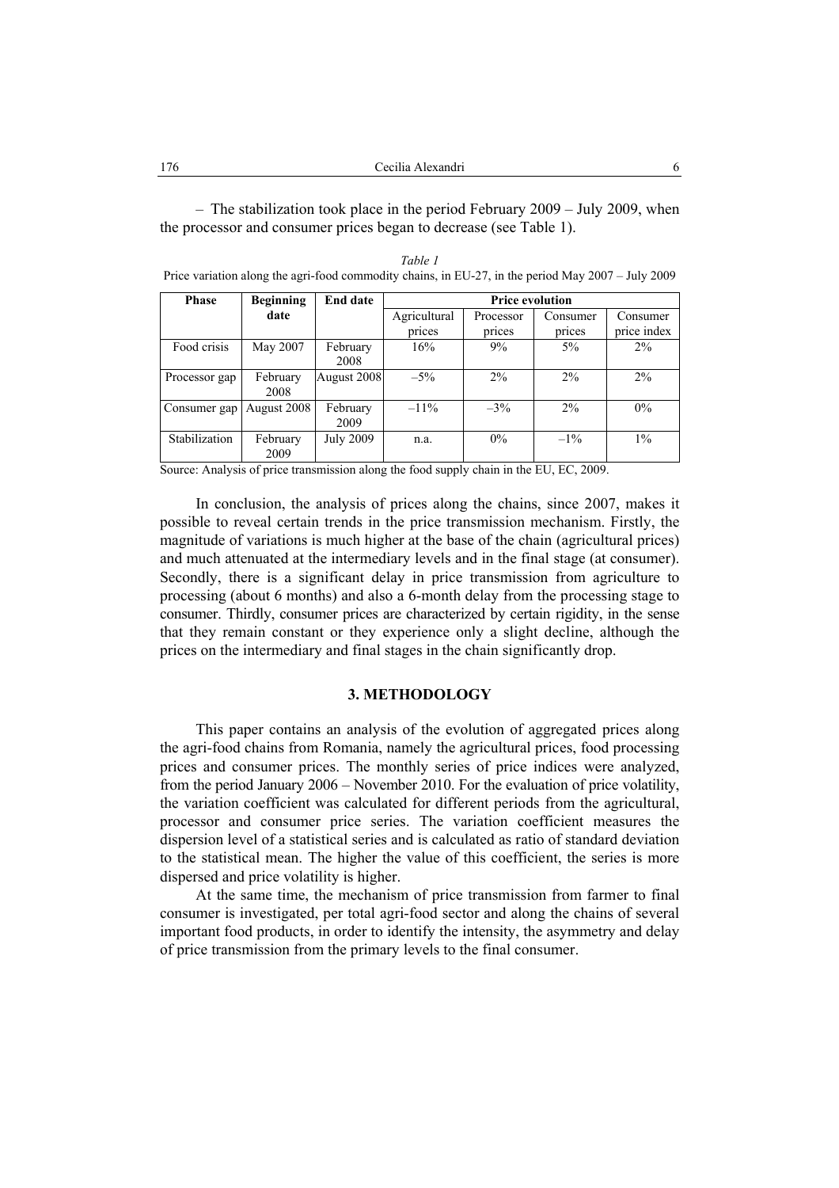– The stabilization took place in the period February 2009 – July 2009, when the processor and consumer prices began to decrease (see Table 1).

*Table 1*

Price variation along the agri-food commodity chains, in EU-27, in the period May 2007 – July 2009

| Phase | Beginning date | End date | Price evolution | | | |
|---|---|---|---|---|---|---|
| | | | Agricultural prices | Processor prices | Consumer prices | Consumer price index |
| Food crisis | May 2007 | February 2008 | 16% | 9% | 5% | 2% |
| Processor gap | February 2008 | August 2008 | –5% | 2% | 2% | 2% |
| Consumer gap | August 2008 | February 2009 | –11% | –3% | 2% | 0% |
| Stabilization | February 2009 | July 2009 | n.a. | 0% | –1% | 1% |

Source: Analysis of price transmission along the food supply chain in the EU, EC, 2009.

In conclusion, the analysis of prices along the chains, since 2007, makes it possible to reveal certain trends in the price transmission mechanism. Firstly, the magnitude of variations is much higher at the base of the chain (agricultural prices) and much attenuated at the intermediary levels and in the final stage (at consumer). Secondly, there is a significant delay in price transmission from agriculture to processing (about 6 months) and also a 6-month delay from the processing stage to consumer. Thirdly, consumer prices are characterized by certain rigidity, in the sense that they remain constant or they experience only a slight decline, although the prices on the intermediary and final stages in the chain significantly drop.

## 3. METHODOLOGY

This paper contains an analysis of the evolution of aggregated prices along the agri-food chains from Romania, namely the agricultural prices, food processing prices and consumer prices. The monthly series of price indices were analyzed, from the period January 2006 – November 2010. For the evaluation of price volatility, the variation coefficient was calculated for different periods from the agricultural, processor and consumer price series. The variation coefficient measures the dispersion level of a statistical series and is calculated as ratio of standard deviation to the statistical mean. The higher the value of this coefficient, the series is more dispersed and price volatility is higher.

At the same time, the mechanism of price transmission from farmer to final consumer is investigated, per total agri-food sector and along the chains of several important food products, in order to identify the intensity, the asymmetry and delay of price transmission from the primary levels to the final consumer.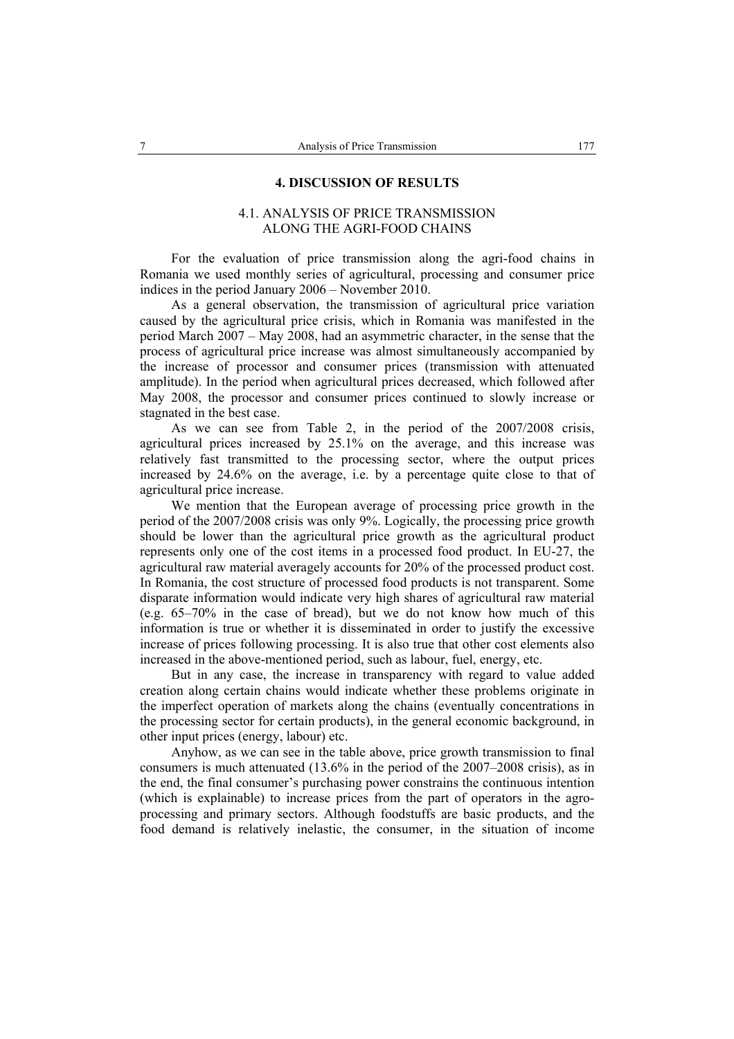## 4. DISCUSSION OF RESULTS

### 4.1. ANALYSIS OF PRICE TRANSMISSION ALONG THE AGRI-FOOD CHAINS

For the evaluation of price transmission along the agri-food chains in Romania we used monthly series of agricultural, processing and consumer price indices in the period January 2006 – November 2010.

As a general observation, the transmission of agricultural price variation caused by the agricultural price crisis, which in Romania was manifested in the period March 2007 – May 2008, had an asymmetric character, in the sense that the process of agricultural price increase was almost simultaneously accompanied by the increase of processor and consumer prices (transmission with attenuated amplitude). In the period when agricultural prices decreased, which followed after May 2008, the processor and consumer prices continued to slowly increase or stagnated in the best case.

As we can see from Table 2, in the period of the 2007/2008 crisis, agricultural prices increased by 25.1% on the average, and this increase was relatively fast transmitted to the processing sector, where the output prices increased by 24.6% on the average, i.e. by a percentage quite close to that of agricultural price increase.

We mention that the European average of processing price growth in the period of the 2007/2008 crisis was only 9%. Logically, the processing price growth should be lower than the agricultural price growth as the agricultural product represents only one of the cost items in a processed food product. In EU-27, the agricultural raw material averagely accounts for 20% of the processed product cost. In Romania, the cost structure of processed food products is not transparent. Some disparate information would indicate very high shares of agricultural raw material (e.g. 65–70% in the case of bread), but we do not know how much of this information is true or whether it is disseminated in order to justify the excessive increase of prices following processing. It is also true that other cost elements also increased in the above-mentioned period, such as labour, fuel, energy, etc.

But in any case, the increase in transparency with regard to value added creation along certain chains would indicate whether these problems originate in the imperfect operation of markets along the chains (eventually concentrations in the processing sector for certain products), in the general economic background, in other input prices (energy, labour) etc.

Anyhow, as we can see in the table above, price growth transmission to final consumers is much attenuated (13.6% in the period of the 2007–2008 crisis), as in the end, the final consumer's purchasing power constrains the continuous intention (which is explainable) to increase prices from the part of operators in the agro-processing and primary sectors. Although foodstuffs are basic products, and the food demand is relatively inelastic, the consumer, in the situation of income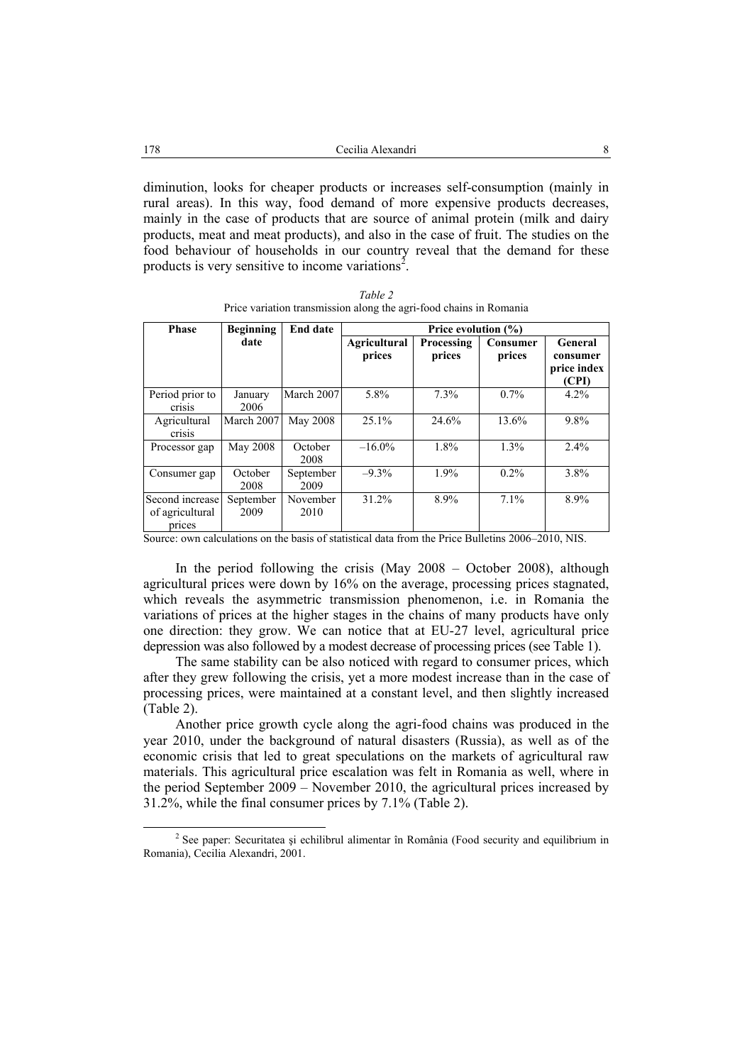diminution, looks for cheaper products or increases self-consumption (mainly in rural areas). In this way, food demand of more expensive products decreases, mainly in the case of products that are source of animal protein (milk and dairy products, meat and meat products), and also in the case of fruit. The studies on the food behaviour of households in our country reveal that the demand for these products is very sensitive to income variations[2].

*Table 2*

Price variation transmission along the agri-food chains in Romania

| Phase | Beginning date | End date | Price evolution (%) | | | |
|---|---|---|---|---|---|---|
| | | | **Agricultural prices** | **Processing prices** | **Consumer prices** | **General consumer price index (CPI)** |
| Period prior to crisis | January 2006 | March 2007 | 5.8% | 7.3% | 0.7% | 4.2% |
| Agricultural crisis | March 2007 | May 2008 | 25.1% | 24.6% | 13.6% | 9.8% |
| Processor gap | May 2008 | October 2008 | –16.0% | 1.8% | 1.3% | 2.4% |
| Consumer gap | October 2008 | September 2009 | –9.3% | 1.9% | 0.2% | 3.8% |
| Second increase of agricultural prices | September 2009 | November 2010 | 31.2% | 8.9% | 7.1% | 8.9% |

Source: own calculations on the basis of statistical data from the Price Bulletins 2006–2010, NIS.

In the period following the crisis (May 2008 – October 2008), although agricultural prices were down by 16% on the average, processing prices stagnated, which reveals the asymmetric transmission phenomenon, i.e. in Romania the variations of prices at the higher stages in the chains of many products have only one direction: they grow. We can notice that at EU-27 level, agricultural price depression was also followed by a modest decrease of processing prices (see Table 1).

The same stability can be also noticed with regard to consumer prices, which after they grew following the crisis, yet a more modest increase than in the case of processing prices, were maintained at a constant level, and then slightly increased (Table 2).

Another price growth cycle along the agri-food chains was produced in the year 2010, under the background of natural disasters (Russia), as well as of the economic crisis that led to great speculations on the markets of agricultural raw materials. This agricultural price escalation was felt in Romania as well, where in the period September 2009 – November 2010, the agricultural prices increased by 31.2%, while the final consumer prices by 7.1% (Table 2).

[2] See paper: Securitatea şi echilibrul alimentar în România (Food security and equilibrium in Romania), Cecilia Alexandri, 2001.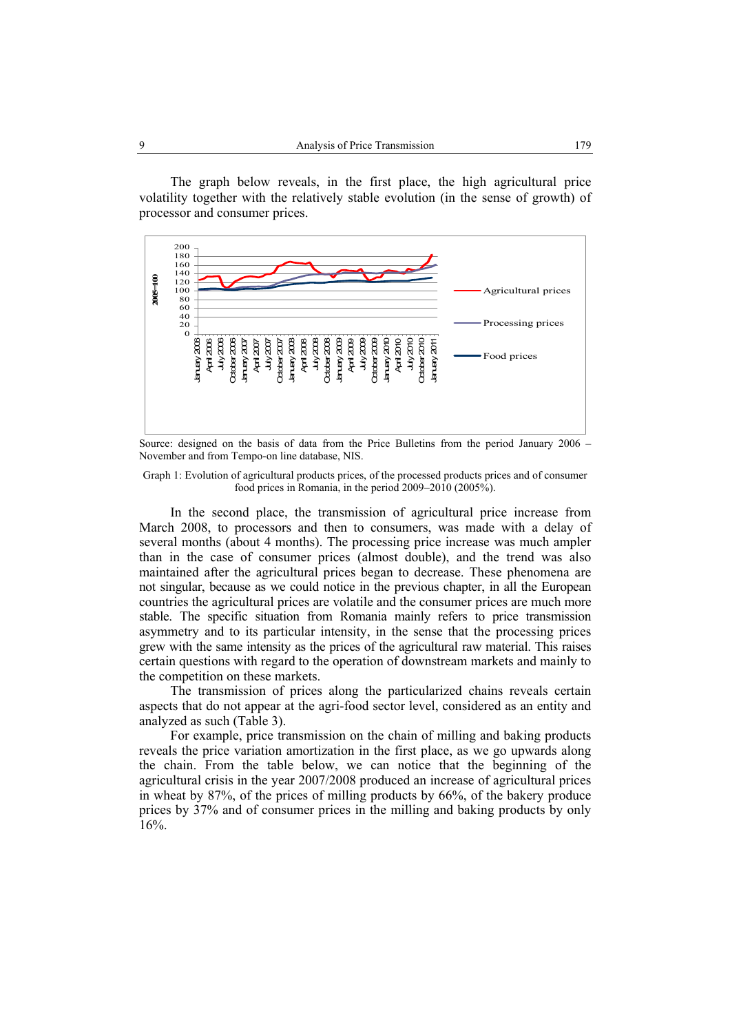The graph below reveals, in the first place, the high agricultural price volatility together with the relatively stable evolution (in the sense of growth) of processor and consumer prices.

Source: designed on the basis of data from the Price Bulletins from the period January 2006 – November and from Tempo-on line database, NIS.

Graph 1: Evolution of agricultural products prices, of the processed products prices and of consumer food prices in Romania, in the period 2009–2010 (2005%).

In the second place, the transmission of agricultural price increase from March 2008, to processors and then to consumers, was made with a delay of several months (about 4 months). The processing price increase was much ampler than in the case of consumer prices (almost double), and the trend was also maintained after the agricultural prices began to decrease. These phenomena are not singular, because as we could notice in the previous chapter, in all the European countries the agricultural prices are volatile and the consumer prices are much more stable. The specific situation from Romania mainly refers to price transmission asymmetry and to its particular intensity, in the sense that the processing prices grew with the same intensity as the prices of the agricultural raw material. This raises certain questions with regard to the operation of downstream markets and mainly to the competition on these markets.

The transmission of prices along the particularized chains reveals certain aspects that do not appear at the agri-food sector level, considered as an entity and analyzed as such (Table 3).

For example, price transmission on the chain of milling and baking products reveals the price variation amortization in the first place, as we go upwards along the chain. From the table below, we can notice that the beginning of the agricultural crisis in the year 2007/2008 produced an increase of agricultural prices in wheat by 87%, of the prices of milling products by 66%, of the bakery produce prices by 37% and of consumer prices in the milling and baking products by only 16%.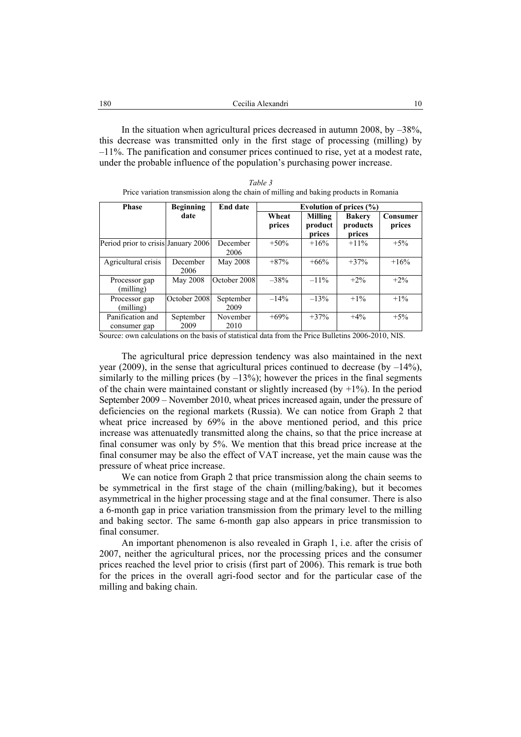In the situation when agricultural prices decreased in autumn 2008, by –38%, this decrease was transmitted only in the first stage of processing (milling) by –11%. The panification and consumer prices continued to rise, yet at a modest rate, under the probable influence of the population's purchasing power increase.

*Table 3*

Price variation transmission along the chain of milling and baking products in Romania

| Phase | Beginning date | End date | Evolution of prices (%) | | | |
|---|---|---|---|---|---|---|
| | | | Wheat prices | Milling product prices | Bakery products prices | Consumer prices |
| Period prior to crisis | January 2006 | December 2006 | +50% | +16% | +11% | +5% |
| Agricultural crisis | December 2006 | May 2008 | +87% | +66% | +37% | +16% |
| Processor gap (milling) | May 2008 | October 2008 | –38% | –11% | +2% | +2% |
| Processor gap (milling) | October 2008 | September 2009 | –14% | –13% | +1% | +1% |
| Panification and consumer gap | September 2009 | November 2010 | +69% | +37% | +4% | +5% |

Source: own calculations on the basis of statistical data from the Price Bulletins 2006-2010, NIS.

The agricultural price depression tendency was also maintained in the next year (2009), in the sense that agricultural prices continued to decrease (by –14%), similarly to the milling prices (by –13%); however the prices in the final segments of the chain were maintained constant or slightly increased (by +1%). In the period September 2009 – November 2010, wheat prices increased again, under the pressure of deficiencies on the regional markets (Russia). We can notice from Graph 2 that wheat price increased by 69% in the above mentioned period, and this price increase was attenuatedly transmitted along the chains, so that the price increase at final consumer was only by 5%. We mention that this bread price increase at the final consumer may be also the effect of VAT increase, yet the main cause was the pressure of wheat price increase.

We can notice from Graph 2 that price transmission along the chain seems to be symmetrical in the first stage of the chain (milling/baking), but it becomes asymmetrical in the higher processing stage and at the final consumer. There is also a 6-month gap in price variation transmission from the primary level to the milling and baking sector. The same 6-month gap also appears in price transmission to final consumer.

An important phenomenon is also revealed in Graph 1, i.e. after the crisis of 2007, neither the agricultural prices, nor the processing prices and the consumer prices reached the level prior to crisis (first part of 2006). This remark is true both for the prices in the overall agri-food sector and for the particular case of the milling and baking chain.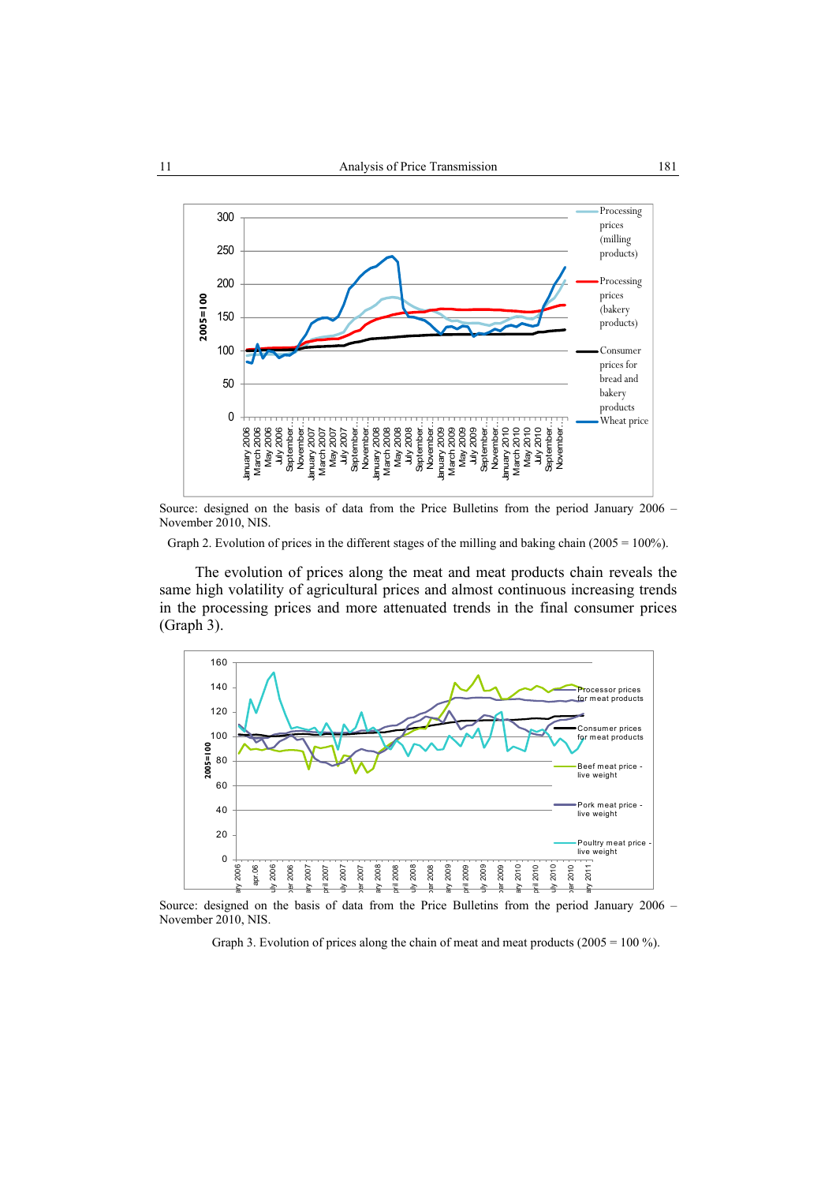Source: designed on the basis of data from the Price Bulletins from the period January 2006 – November 2010, NIS.

Graph 2. Evolution of prices in the different stages of the milling and baking chain (2005 = 100%).

The evolution of prices along the meat and meat products chain reveals the same high volatility of agricultural prices and almost continuous increasing trends in the processing prices and more attenuated trends in the final consumer prices (Graph 3).

Source: designed on the basis of data from the Price Bulletins from the period January 2006 – November 2010, NIS.

Graph 3. Evolution of prices along the chain of meat and meat products (2005 = 100 %).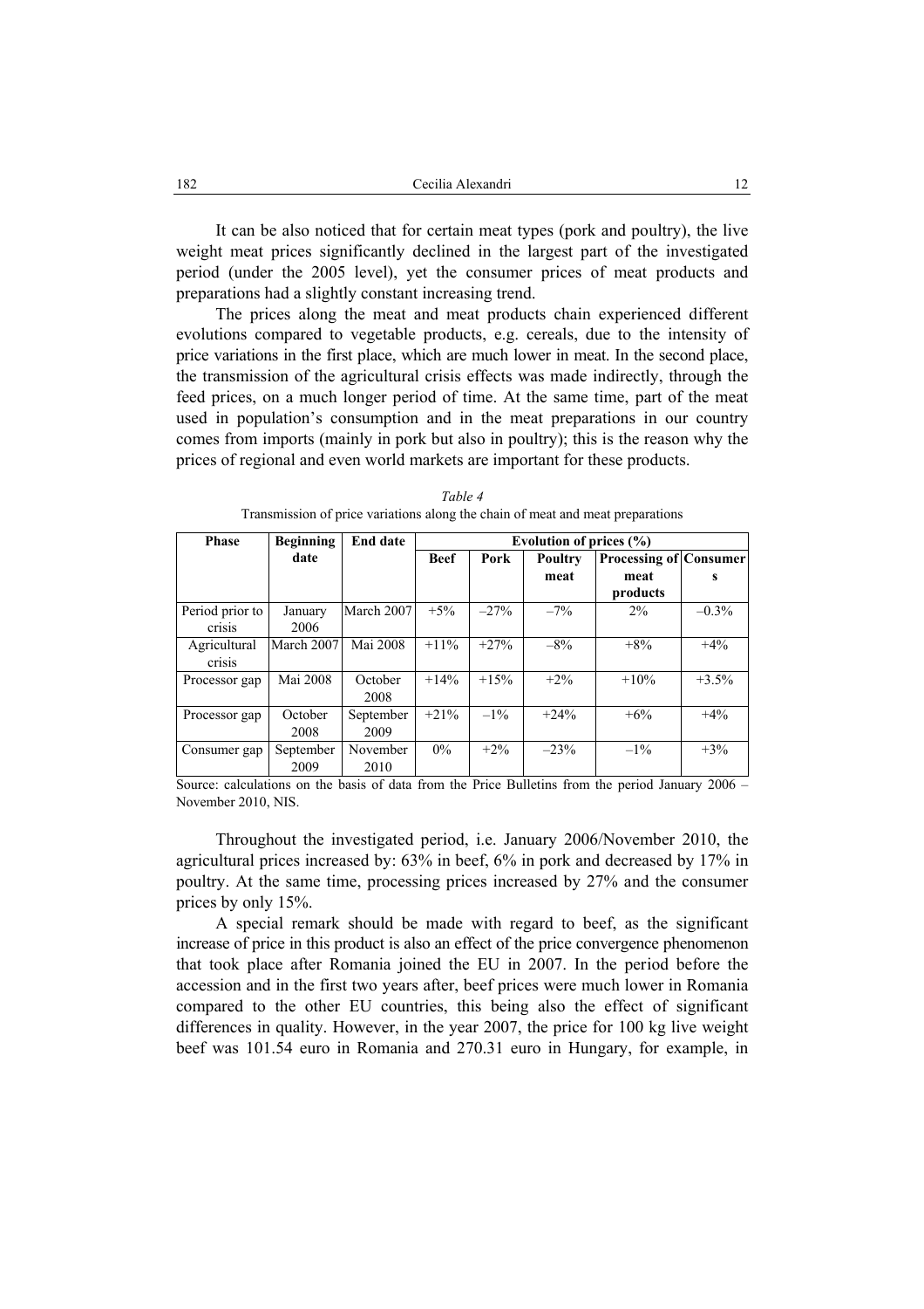It can be also noticed that for certain meat types (pork and poultry), the live weight meat prices significantly declined in the largest part of the investigated period (under the 2005 level), yet the consumer prices of meat products and preparations had a slightly constant increasing trend.

The prices along the meat and meat products chain experienced different evolutions compared to vegetable products, e.g. cereals, due to the intensity of price variations in the first place, which are much lower in meat. In the second place, the transmission of the agricultural crisis effects was made indirectly, through the feed prices, on a much longer period of time. At the same time, part of the meat used in population's consumption and in the meat preparations in our country comes from imports (mainly in pork but also in poultry); this is the reason why the prices of regional and even world markets are important for these products.

*Table 4*

Transmission of price variations along the chain of meat and meat preparations

| Phase | Beginning date | End date | Evolution of prices (%) | | | | |
|---|---|---|---|---|---|---|---|
| | | | **Beef** | **Pork** | **Poultry meat** | **Processing of meat products** | **Consumers** |
| Period prior to crisis | January 2006 | March 2007 | +5% | –27% | –7% | 2% | –0.3% |
| Agricultural crisis | March 2007 | Mai 2008 | +11% | +27% | –8% | +8% | +4% |
| Processor gap | Mai 2008 | October 2008 | +14% | +15% | +2% | +10% | +3.5% |
| Processor gap | October 2008 | September 2009 | +21% | –1% | +24% | +6% | +4% |
| Consumer gap | September 2009 | November 2010 | 0% | +2% | –23% | –1% | +3% |

Source: calculations on the basis of data from the Price Bulletins from the period January 2006 – November 2010, NIS.

Throughout the investigated period, i.e. January 2006/November 2010, the agricultural prices increased by: 63% in beef, 6% in pork and decreased by 17% in poultry. At the same time, processing prices increased by 27% and the consumer prices by only 15%.

A special remark should be made with regard to beef, as the significant increase of price in this product is also an effect of the price convergence phenomenon that took place after Romania joined the EU in 2007. In the period before the accession and in the first two years after, beef prices were much lower in Romania compared to the other EU countries, this being also the effect of significant differences in quality. However, in the year 2007, the price for 100 kg live weight beef was 101.54 euro in Romania and 270.31 euro in Hungary, for example, in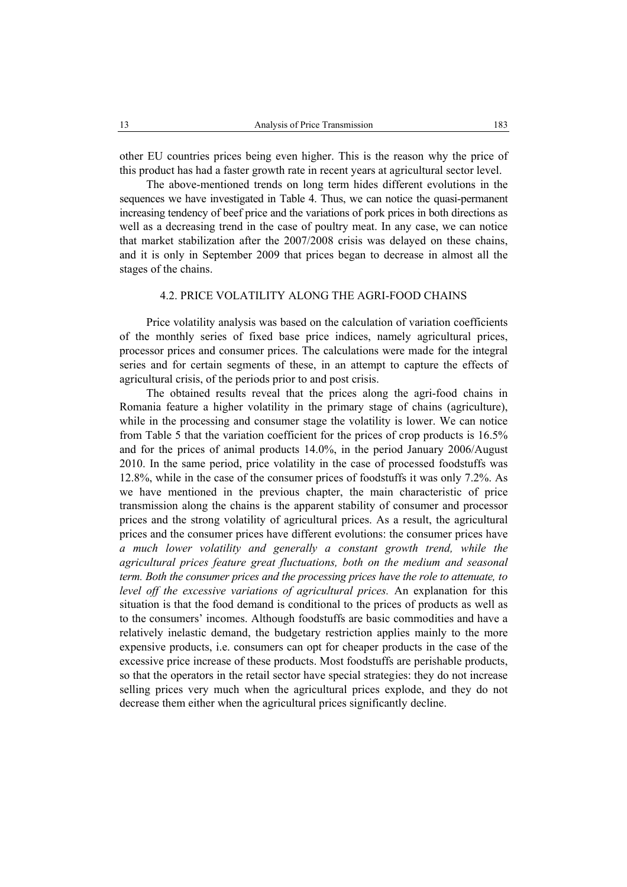other EU countries prices being even higher. This is the reason why the price of this product has had a faster growth rate in recent years at agricultural sector level.

The above-mentioned trends on long term hides different evolutions in the sequences we have investigated in Table 4. Thus, we can notice the quasi-permanent increasing tendency of beef price and the variations of pork prices in both directions as well as a decreasing trend in the case of poultry meat. In any case, we can notice that market stabilization after the 2007/2008 crisis was delayed on these chains, and it is only in September 2009 that prices began to decrease in almost all the stages of the chains.

### 4.2. PRICE VOLATILITY ALONG THE AGRI-FOOD CHAINS

Price volatility analysis was based on the calculation of variation coefficients of the monthly series of fixed base price indices, namely agricultural prices, processor prices and consumer prices. The calculations were made for the integral series and for certain segments of these, in an attempt to capture the effects of agricultural crisis, of the periods prior to and post crisis.

The obtained results reveal that the prices along the agri-food chains in Romania feature a higher volatility in the primary stage of chains (agriculture), while in the processing and consumer stage the volatility is lower. We can notice from Table 5 that the variation coefficient for the prices of crop products is 16.5% and for the prices of animal products 14.0%, in the period January 2006/August 2010. In the same period, price volatility in the case of processed foodstuffs was 12.8%, while in the case of the consumer prices of foodstuffs it was only 7.2%. As we have mentioned in the previous chapter, the main characteristic of price transmission along the chains is the apparent stability of consumer and processor prices and the strong volatility of agricultural prices. As a result, the agricultural prices and the consumer prices have different evolutions: the consumer prices have *a much lower volatility and generally a constant growth trend, while the agricultural prices feature great fluctuations, both on the medium and seasonal term. Both the consumer prices and the processing prices have the role to attenuate, to level off the excessive variations of agricultural prices.* An explanation for this situation is that the food demand is conditional to the prices of products as well as to the consumers' incomes. Although foodstuffs are basic commodities and have a relatively inelastic demand, the budgetary restriction applies mainly to the more expensive products, i.e. consumers can opt for cheaper products in the case of the excessive price increase of these products. Most foodstuffs are perishable products, so that the operators in the retail sector have special strategies: they do not increase selling prices very much when the agricultural prices explode, and they do not decrease them either when the agricultural prices significantly decline.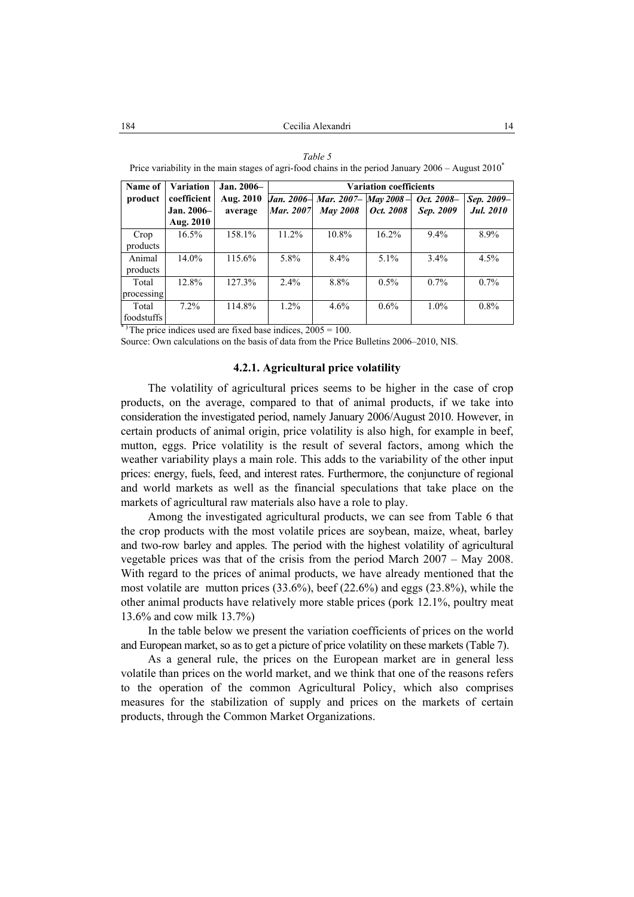*Table 5*

Price variability in the main stages of agri-food chains in the period January 2006 – August 2010[*]

| Name of product | Variation coefficient Jan. 2006–Aug. 2010 | Jan. 2006–Aug. 2010 average | Variation coefficients | | | | |
|---|---|---|---|---|---|---|---|
| | | | *Jan. 2006–Mar. 2007* | *Mar. 2007–May 2008* | *May 2008 –Oct. 2008* | *Oct. 2008–Sep. 2009* | *Sep. 2009–Jul. 2010* |
| Crop products | 16.5% | 158.1% | 11.2% | 10.8% | 16.2% | 9.4% | 8.9% |
| Animal products | 14.0% | 115.6% | 5.8% | 8.4% | 5.1% | 3.4% | 4.5% |
| Total processing | 12.8% | 127.3% | 2.4% | 8.8% | 0.5% | 0.7% | 0.7% |
| Total foodstuffs | 7.2% | 114.8% | 1.2% | 4.6% | 0.6% | 1.0% | 0.8% |

[*]) The price indices used are fixed base indices, 2005 = 100.

Source: Own calculations on the basis of data from the Price Bulletins 2006–2010, NIS.

### 4.2.1. Agricultural price volatility

The volatility of agricultural prices seems to be higher in the case of crop products, on the average, compared to that of animal products, if we take into consideration the investigated period, namely January 2006/August 2010. However, in certain products of animal origin, price volatility is also high, for example in beef, mutton, eggs. Price volatility is the result of several factors, among which the weather variability plays a main role. This adds to the variability of the other input prices: energy, fuels, feed, and interest rates. Furthermore, the conjuncture of regional and world markets as well as the financial speculations that take place on the markets of agricultural raw materials also have a role to play.

Among the investigated agricultural products, we can see from Table 6 that the crop products with the most volatile prices are soybean, maize, wheat, barley and two-row barley and apples. The period with the highest volatility of agricultural vegetable prices was that of the crisis from the period March 2007 – May 2008. With regard to the prices of animal products, we have already mentioned that the most volatile are mutton prices (33.6%), beef (22.6%) and eggs (23.8%), while the other animal products have relatively more stable prices (pork 12.1%, poultry meat 13.6% and cow milk 13.7%)

In the table below we present the variation coefficients of prices on the world and European market, so as to get a picture of price volatility on these markets (Table 7).

As a general rule, the prices on the European market are in general less volatile than prices on the world market, and we think that one of the reasons refers to the operation of the common Agricultural Policy, which also comprises measures for the stabilization of supply and prices on the markets of certain products, through the Common Market Organizations.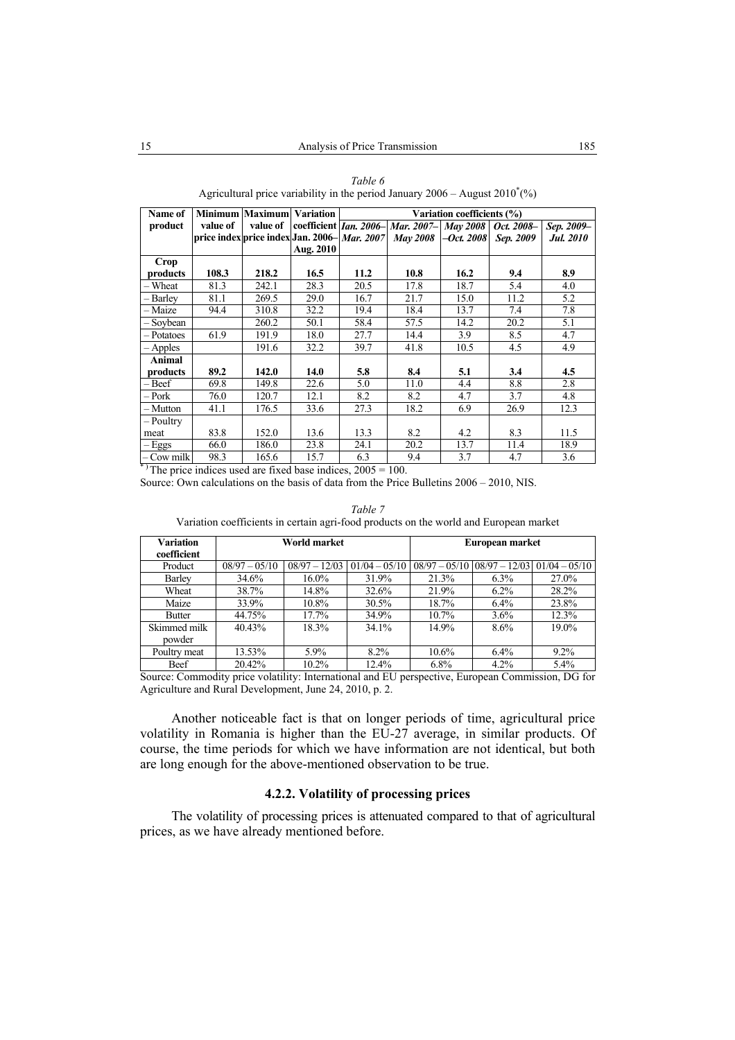*Table 6*

Agricultural price variability in the period January 2006 – August 2010*(%)

| Name of product | Minimum value of price index | Maximum value of price index | Variation coefficient Jan. 2006– Aug. 2010 | Variation coefficients (%) | | | | |
|---|---|---|---|---|---|---|---|---|
| | | | | *Ian. 2006– Mar. 2007* | *Mar. 2007– May 2008* | *May 2008 –Oct. 2008* | *Oct. 2008– Sep. 2009* | *Sep. 2009– Jul. 2010* |
| **Crop products** | **108.3** | **218.2** | **16.5** | **11.2** | **10.8** | **16.2** | **9.4** | **8.9** |
| – Wheat | 81.3 | 242.1 | 28.3 | 20.5 | 17.8 | 18.7 | 5.4 | 4.0 |
| – Barley | 81.1 | 269.5 | 29.0 | 16.7 | 21.7 | 15.0 | 11.2 | 5.2 |
| – Maize | 94.4 | 310.8 | 32.2 | 19.4 | 18.4 | 13.7 | 7.4 | 7.8 |
| – Soybean | | 260.2 | 50.1 | 58.4 | 57.5 | 14.2 | 20.2 | 5.1 |
| – Potatoes | 61.9 | 191.9 | 18.0 | 27.7 | 14.4 | 3.9 | 8.5 | 4.7 |
| – Apples | | 191.6 | 32.2 | 39.7 | 41.8 | 10.5 | 4.5 | 4.9 |
| **Animal products** | **89.2** | **142.0** | **14.0** | **5.8** | **8.4** | **5.1** | **3.4** | **4.5** |
| – Beef | 69.8 | 149.8 | 22.6 | 5.0 | 11.0 | 4.4 | 8.8 | 2.8 |
| – Pork | 76.0 | 120.7 | 12.1 | 8.2 | 8.2 | 4.7 | 3.7 | 4.8 |
| – Mutton | 41.1 | 176.5 | 33.6 | 27.3 | 18.2 | 6.9 | 26.9 | 12.3 |
| – Poultry meat | 83.8 | 152.0 | 13.6 | 13.3 | 8.2 | 4.2 | 8.3 | 11.5 |
| – Eggs | 66.0 | 186.0 | 23.8 | 24.1 | 20.2 | 13.7 | 11.4 | 18.9 |
| – Cow milk | 98.3 | 165.6 | 15.7 | 6.3 | 9.4 | 3.7 | 4.7 | 3.6 |

*) The price indices used are fixed base indices, 2005 = 100.

Source: Own calculations on the basis of data from the Price Bulletins 2006 – 2010, NIS.

*Table 7*

Variation coefficients in certain agri-food products on the world and European market

| Variation coefficient | World market | | | European market | | |
|---|---|---|---|---|---|---|
| Product | 08/97 – 05/10 | 08/97 – 12/03 | 01/04 – 05/10 | 08/97 – 05/10 | 08/97 – 12/03 | 01/04 – 05/10 |
| Barley | 34.6% | 16.0% | 31.9% | 21.3% | 6.3% | 27.0% |
| Wheat | 38.7% | 14.8% | 32.6% | 21.9% | 6.2% | 28.2% |
| Maize | 33.9% | 10.8% | 30.5% | 18.7% | 6.4% | 23.8% |
| Butter | 44.75% | 17.7% | 34.9% | 10.7% | 3.6% | 12.3% |
| Skimmed milk powder | 40.43% | 18.3% | 34.1% | 14.9% | 8.6% | 19.0% |
| Poultry meat | 13.53% | 5.9% | 8.2% | 10.6% | 6.4% | 9.2% |
| Beef | 20.42% | 10.2% | 12.4% | 6.8% | 4.2% | 5.4% |

Source: Commodity price volatility: International and EU perspective, European Commission, DG for Agriculture and Rural Development, June 24, 2010, p. 2.

Another noticeable fact is that on longer periods of time, agricultural price volatility in Romania is higher than the EU-27 average, in similar products. Of course, the time periods for which we have information are not identical, but both are long enough for the above-mentioned observation to be true.

### 4.2.2. Volatility of processing prices

The volatility of processing prices is attenuated compared to that of agricultural prices, as we have already mentioned before.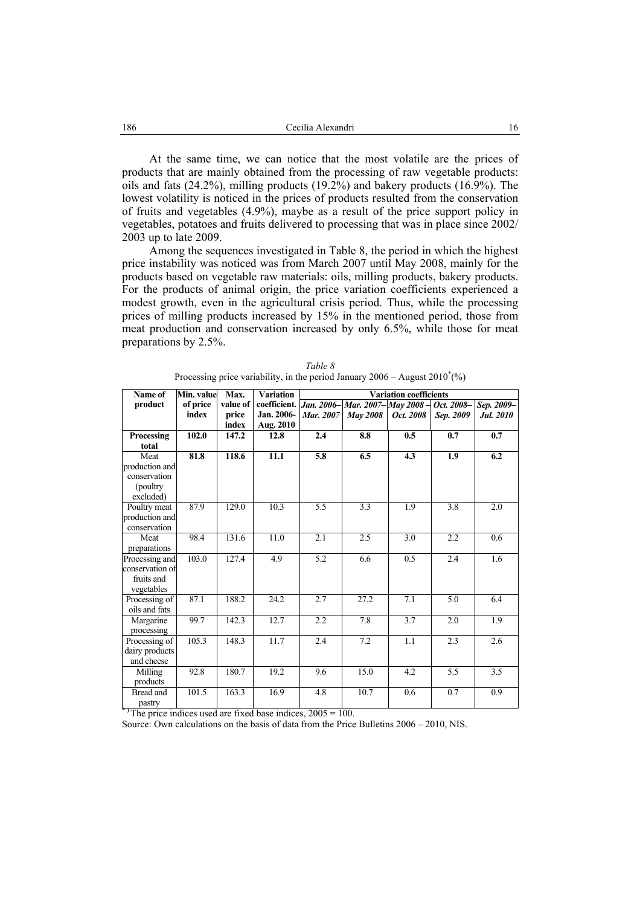At the same time, we can notice that the most volatile are the prices of products that are mainly obtained from the processing of raw vegetable products: oils and fats (24.2%), milling products (19.2%) and bakery products (16.9%). The lowest volatility is noticed in the prices of products resulted from the conservation of fruits and vegetables (4.9%), maybe as a result of the price support policy in vegetables, potatoes and fruits delivered to processing that was in place since 2002/ 2003 up to late 2009.

Among the sequences investigated in Table 8, the period in which the highest price instability was noticed was from March 2007 until May 2008, mainly for the products based on vegetable raw materials: oils, milling products, bakery products. For the products of animal origin, the price variation coefficients experienced a modest growth, even in the agricultural crisis period. Thus, while the processing prices of milling products increased by 15% in the mentioned period, those from meat production and conservation increased by only 6.5%, while those for meat preparations by 2.5%.

*Table 8*
Processing price variability, in the period January 2006 – August 2010* (%)

| Name of product | Min. value of price index | Max. value of price index | Variation coefficient. Jan. 2006-Aug. 2010 | Variation coefficients | | | | |
|---|---|---|---|---|---|---|---|---|
| | | | | *Jan. 2006–Mar. 2007* | *Mar. 2007–May 2008* | *May 2008 – Oct. 2008* | *Oct. 2008–Sep. 2009* | *Sep. 2009–Jul. 2010* |
| **Processing total** | **102.0** | **147.2** | **12.8** | **2.4** | **8.8** | **0.5** | **0.7** | **0.7** |
| Meat production and conservation (poultry excluded) | **81.8** | **118.6** | **11.1** | **5.8** | **6.5** | **4.3** | **1.9** | **6.2** |
| Poultry meat production and conservation | 87.9 | 129.0 | 10.3 | 5.5 | 3.3 | 1.9 | 3.8 | 2.0 |
| Meat preparations | 98.4 | 131.6 | 11.0 | 2.1 | 2.5 | 3.0 | 2.2 | 0.6 |
| Processing and conservation of fruits and vegetables | 103.0 | 127.4 | 4.9 | 5.2 | 6.6 | 0.5 | 2.4 | 1.6 |
| Processing of oils and fats | 87.1 | 188.2 | 24.2 | 2.7 | 27.2 | 7.1 | 5.0 | 6.4 |
| Margarine processing | 99.7 | 142.3 | 12.7 | 2.2 | 7.8 | 3.7 | 2.0 | 1.9 |
| Processing of dairy products and cheese | 105.3 | 148.3 | 11.7 | 2.4 | 7.2 | 1.1 | 2.3 | 2.6 |
| Milling products | 92.8 | 180.7 | 19.2 | 9.6 | 15.0 | 4.2 | 5.5 | 3.5 |
| Bread and pastry | 101.5 | 163.3 | 16.9 | 4.8 | 10.7 | 0.6 | 0.7 | 0.9 |

*) The price indices used are fixed base indices, 2005 = 100.

Source: Own calculations on the basis of data from the Price Bulletins 2006 – 2010, NIS.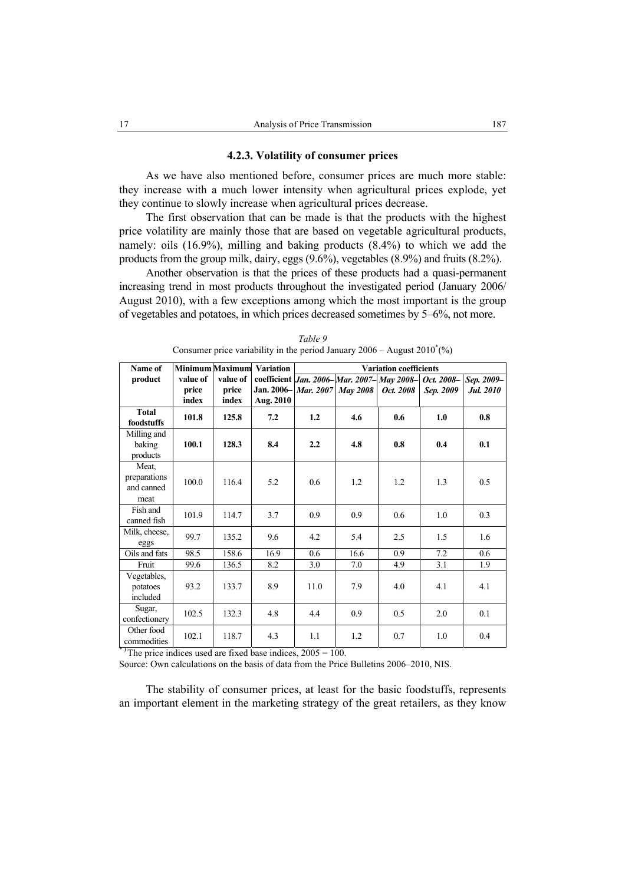### 4.2.3. Volatility of consumer prices

As we have also mentioned before, consumer prices are much more stable: they increase with a much lower intensity when agricultural prices explode, yet they continue to slowly increase when agricultural prices decrease.

The first observation that can be made is that the products with the highest price volatility are mainly those that are based on vegetable agricultural products, namely: oils (16.9%), milling and baking products (8.4%) to which we add the products from the group milk, dairy, eggs (9.6%), vegetables (8.9%) and fruits (8.2%).

Another observation is that the prices of these products had a quasi-permanent increasing trend in most products throughout the investigated period (January 2006/ August 2010), with a few exceptions among which the most important is the group of vegetables and potatoes, in which prices decreased sometimes by 5–6%, not more.

*Table 9*

Consumer price variability in the period January 2006 – August 2010[*](%)

| Name of product | Minimum value of price index | Maximum value of price index | Variation coefficient Jan. 2006– Aug. 2010 | Variation coefficients | | | | |
|---|---|---|---|---|---|---|---|---|
| | | | | *Jan. 2006– Mar. 2007* | *Mar. 2007– May 2008* | *May 2008– Oct. 2008* | *Oct. 2008– Sep. 2009* | *Sep. 2009– Jul. 2010* |
| **Total foodstuffs** | **101.8** | **125.8** | **7.2** | **1.2** | **4.6** | **0.6** | **1.0** | **0.8** |
| Milling and baking products | **100.1** | **128.3** | **8.4** | **2.2** | **4.8** | **0.8** | **0.4** | **0.1** |
| Meat, preparations and canned meat | 100.0 | 116.4 | 5.2 | 0.6 | 1.2 | 1.2 | 1.3 | 0.5 |
| Fish and canned fish | 101.9 | 114.7 | 3.7 | 0.9 | 0.9 | 0.6 | 1.0 | 0.3 |
| Milk, cheese, eggs | 99.7 | 135.2 | 9.6 | 4.2 | 5.4 | 2.5 | 1.5 | 1.6 |
| Oils and fats | 98.5 | 158.6 | 16.9 | 0.6 | 16.6 | 0.9 | 7.2 | 0.6 |
| Fruit | 99.6 | 136.5 | 8.2 | 3.0 | 7.0 | 4.9 | 3.1 | 1.9 |
| Vegetables, potatoes included | 93.2 | 133.7 | 8.9 | 11.0 | 7.9 | 4.0 | 4.1 | 4.1 |
| Sugar, confectionery | 102.5 | 132.3 | 4.8 | 4.4 | 0.9 | 0.5 | 2.0 | 0.1 |
| Other food commodities | 102.1 | 118.7 | 4.3 | 1.1 | 1.2 | 0.7 | 1.0 | 0.4 |

[*]) The price indices used are fixed base indices, 2005 = 100.

Source: Own calculations on the basis of data from the Price Bulletins 2006–2010, NIS.

The stability of consumer prices, at least for the basic foodstuffs, represents an important element in the marketing strategy of the great retailers, as they know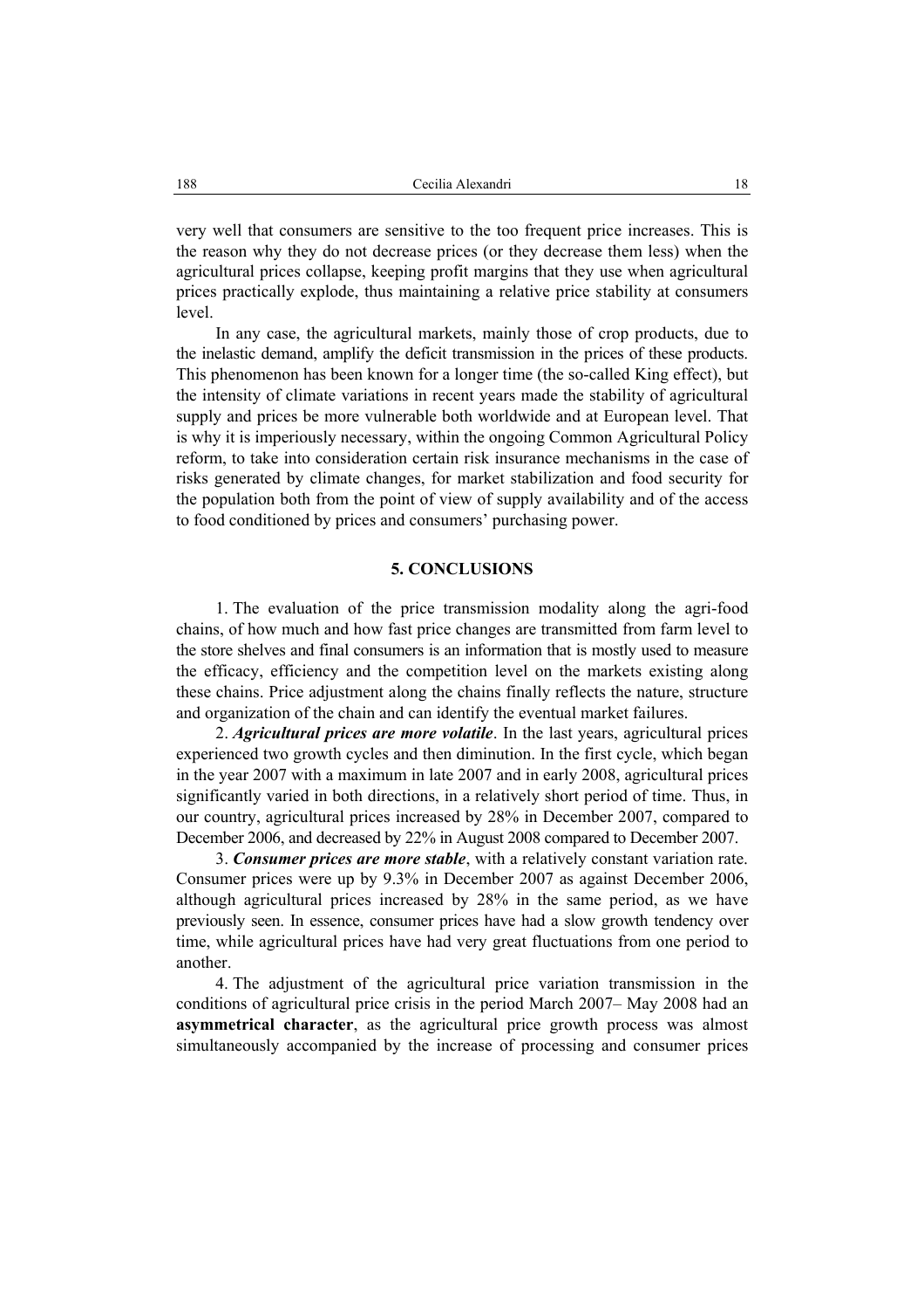very well that consumers are sensitive to the too frequent price increases. This is the reason why they do not decrease prices (or they decrease them less) when the agricultural prices collapse, keeping profit margins that they use when agricultural prices practically explode, thus maintaining a relative price stability at consumers level.

In any case, the agricultural markets, mainly those of crop products, due to the inelastic demand, amplify the deficit transmission in the prices of these products. This phenomenon has been known for a longer time (the so-called King effect), but the intensity of climate variations in recent years made the stability of agricultural supply and prices be more vulnerable both worldwide and at European level. That is why it is imperiously necessary, within the ongoing Common Agricultural Policy reform, to take into consideration certain risk insurance mechanisms in the case of risks generated by climate changes, for market stabilization and food security for the population both from the point of view of supply availability and of the access to food conditioned by prices and consumers' purchasing power.

## 5. CONCLUSIONS

1. The evaluation of the price transmission modality along the agri-food chains, of how much and how fast price changes are transmitted from farm level to the store shelves and final consumers is an information that is mostly used to measure the efficacy, efficiency and the competition level on the markets existing along these chains. Price adjustment along the chains finally reflects the nature, structure and organization of the chain and can identify the eventual market failures.

2. ***Agricultural prices are more volatile***. In the last years, agricultural prices experienced two growth cycles and then diminution. In the first cycle, which began in the year 2007 with a maximum in late 2007 and in early 2008, agricultural prices significantly varied in both directions, in a relatively short period of time. Thus, in our country, agricultural prices increased by 28% in December 2007, compared to December 2006, and decreased by 22% in August 2008 compared to December 2007.

3. ***Consumer prices are more stable***, with a relatively constant variation rate. Consumer prices were up by 9.3% in December 2007 as against December 2006, although agricultural prices increased by 28% in the same period, as we have previously seen. In essence, consumer prices have had a slow growth tendency over time, while agricultural prices have had very great fluctuations from one period to another.

4. The adjustment of the agricultural price variation transmission in the conditions of agricultural price crisis in the period March 2007– May 2008 had an **asymmetrical character**, as the agricultural price growth process was almost simultaneously accompanied by the increase of processing and consumer prices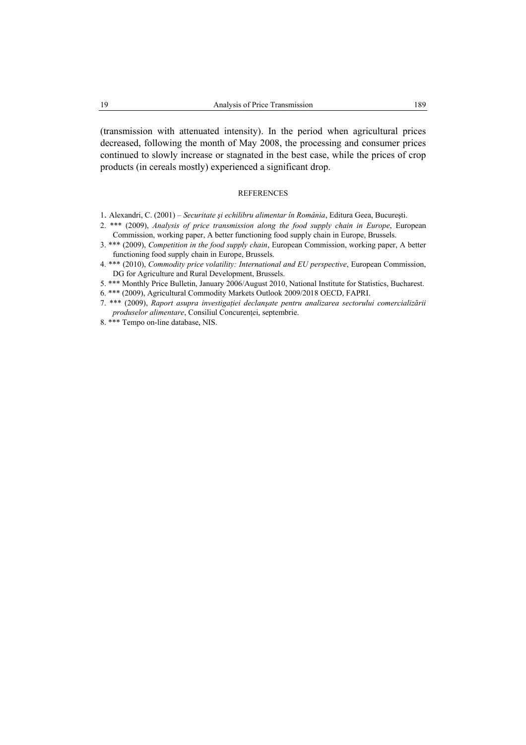(transmission with attenuated intensity). In the period when agricultural prices decreased, following the month of May 2008, the processing and consumer prices continued to slowly increase or stagnated in the best case, while the prices of crop products (in cereals mostly) experienced a significant drop.

## REFERENCES

1. Alexandri, C. (2001) – *Securitate şi echilibru alimentar în România*, Editura Geea, Bucureşti.
2. *** (2009), *Analysis of price transmission along the food supply chain in Europe*, European Commission, working paper, A better functioning food supply chain in Europe, Brussels.
3. *** (2009), *Competition in the food supply chain*, European Commission, working paper, A better functioning food supply chain in Europe, Brussels.
4. *** (2010), *Commodity price volatility: International and EU perspective*, European Commission, DG for Agriculture and Rural Development, Brussels.
5. *** Monthly Price Bulletin, January 2006/August 2010, National Institute for Statistics, Bucharest.
6. *** (2009), Agricultural Commodity Markets Outlook 2009/2018 OECD, FAPRI.
7. *** (2009), *Raport asupra investigaţiei declanşate pentru analizarea sectorului comercializării produselor alimentare*, Consiliul Concurenţei, septembrie.
8. *** Tempo on-line database, NIS.